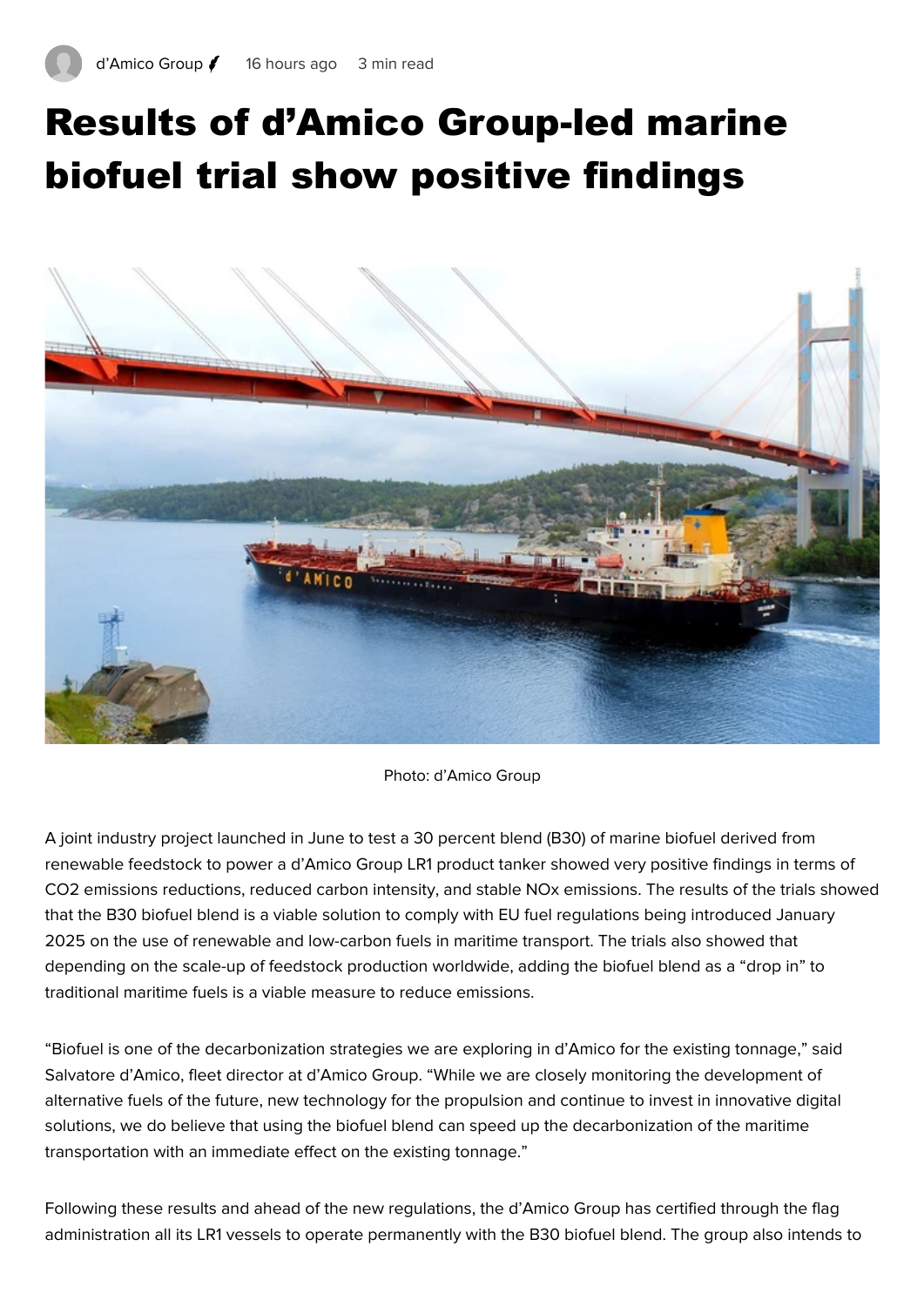d’Amico Group 16 hours ago 3 min read

# Results of d’Amico Group-led marine biofuel trial show positive findings

Photo: d’Amico Group

A joint industry project launched in June to test a 30 percent blend (B30) of marine biofuel derived from renewable feedstock to power a d’Amico Group LR1 product tanker showed very positive findings in terms of $CO_2$ emissions reductions, reduced carbon intensity, and stable $NO_x$ emissions. The results of the trials showed that the B30 biofuel blend is a viable solution to comply with EU fuel regulations being introduced January 2025 on the use of renewable and low-carbon fuels in maritime transport. The trials also showed that depending on the scale-up of feedstock production worldwide, adding the biofuel blend as a “drop in” to traditional maritime fuels is a viable measure to reduce emissions.

“Biofuel is one of the decarbonization strategies we are exploring in d’Amico for the existing tonnage,” said Salvatore d’Amico, fleet director at d’Amico Group. “While we are closely monitoring the development of alternative fuels of the future, new technology for the propulsion and continue to invest in innovative digital solutions, we do believe that using the biofuel blend can speed up the decarbonization of the maritime transportation with an immediate effect on the existing tonnage.”

Following these results and ahead of the new regulations, the d’Amico Group has certified through the flag administration all its LR1 vessels to operate permanently with the B30 biofuel blend. The group also intends to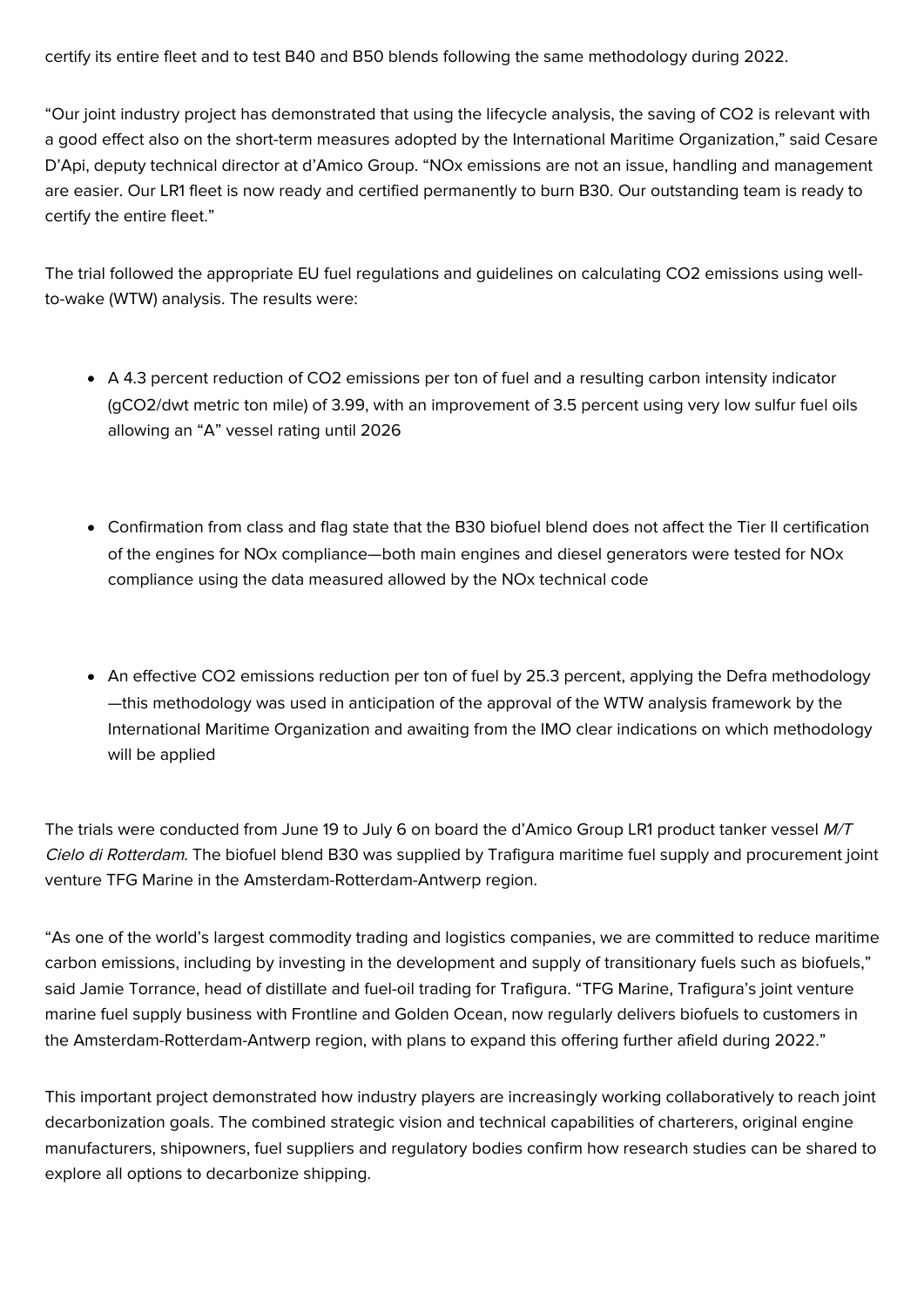certify its entire fleet and to test B40 and B50 blends following the same methodology during 2022.

“Our joint industry project has demonstrated that using the lifecycle analysis, the saving of $CO_2$ is relevant with a good effect also on the short-term measures adopted by the International Maritime Organization,” said Cesare D’Api, deputy technical director at d’Amico Group. “NOx emissions are not an issue, handling and management are easier. Our LR1 fleet is now ready and certified permanently to burn B30. Our outstanding team is ready to certify the entire fleet.”

The trial followed the appropriate EU fuel regulations and guidelines on calculating $CO_2$ emissions using well-to-wake (WTW) analysis. The results were:

- A 4.3 percent reduction of $CO_2$ emissions per ton of fuel and a resulting carbon intensity indicator ($gCO_2$/dwt metric ton mile) of 3.99, with an improvement of 3.5 percent using very low sulfur fuel oils allowing an “A” vessel rating until 2026

- Confirmation from class and flag state that the B30 biofuel blend does not affect the Tier II certification of the engines for NOx compliance—both main engines and diesel generators were tested for NOx compliance using the data measured allowed by the NOx technical code

- An effective $CO_2$ emissions reduction per ton of fuel by 25.3 percent, applying the Defra methodology—this methodology was used in anticipation of the approval of the WTW analysis framework by the International Maritime Organization and awaiting from the IMO clear indications on which methodology will be applied

The trials were conducted from June 19 to July 6 on board the d’Amico Group LR1 product tanker vessel *M/T Cielo di Rotterdam*. The biofuel blend B30 was supplied by Trafigura maritime fuel supply and procurement joint venture TFG Marine in the Amsterdam-Rotterdam-Antwerp region.

“As one of the world’s largest commodity trading and logistics companies, we are committed to reduce maritime carbon emissions, including by investing in the development and supply of transitionary fuels such as biofuels,” said Jamie Torrance, head of distillate and fuel-oil trading for Trafigura. “TFG Marine, Trafigura’s joint venture marine fuel supply business with Frontline and Golden Ocean, now regularly delivers biofuels to customers in the Amsterdam-Rotterdam-Antwerp region, with plans to expand this offering further afield during 2022.”

This important project demonstrated how industry players are increasingly working collaboratively to reach joint decarbonization goals. The combined strategic vision and technical capabilities of charterers, original engine manufacturers, shipowners, fuel suppliers and regulatory bodies confirm how research studies can be shared to explore all options to decarbonize shipping.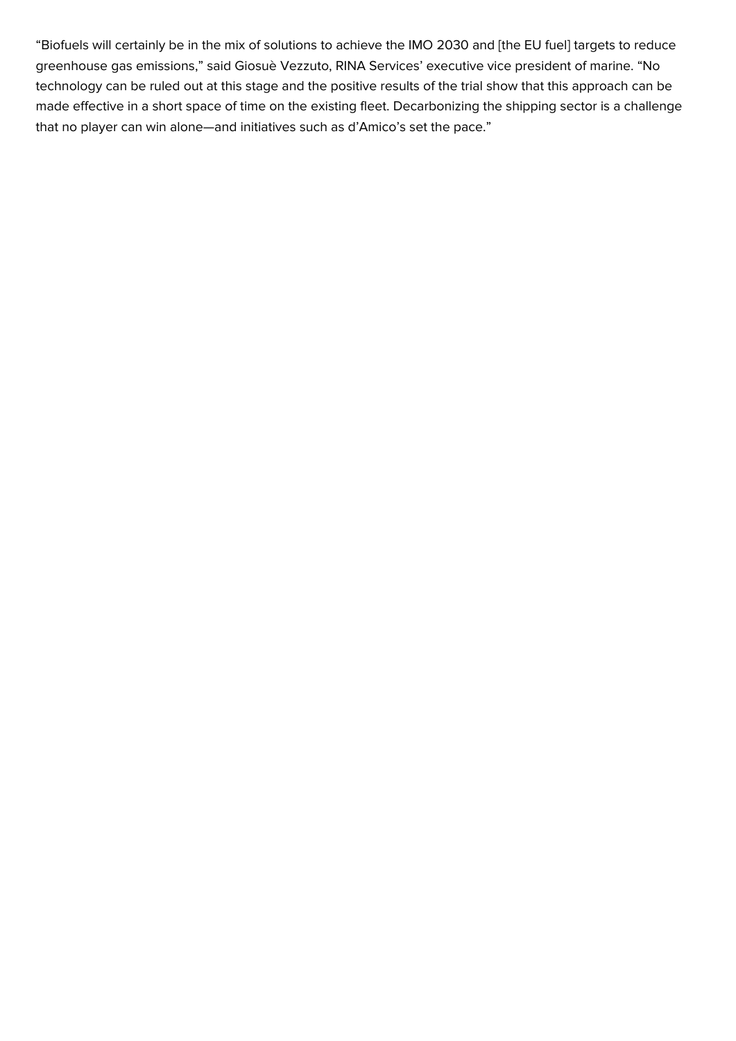"Biofuels will certainly be in the mix of solutions to achieve the IMO 2030 and [the EU fuel] targets to reduce greenhouse gas emissions," said Giosuè Vezzuto, RINA Services' executive vice president of marine. "No technology can be ruled out at this stage and the positive results of the trial show that this approach can be made effective in a short space of time on the existing fleet. Decarbonizing the shipping sector is a challenge that no player can win alone—and initiatives such as d'Amico's set the pace."